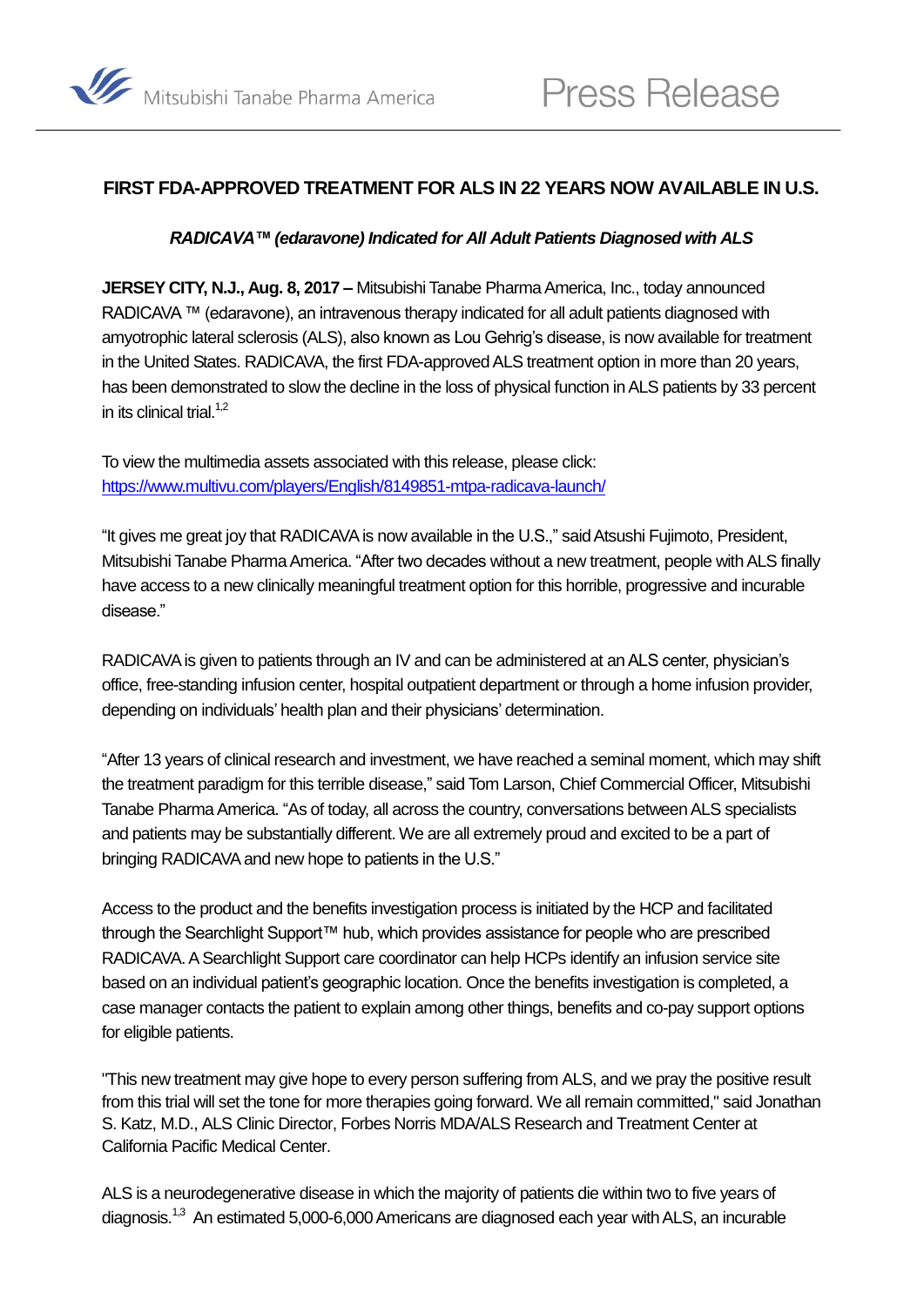# FIRST FDA-APPROVED TREATMENT FOR ALS IN 22 YEARS NOW AVAILABLE IN U.S.

***RADICAVA™ (edaravone) Indicated for All Adult Patients Diagnosed with ALS***

**JERSEY CITY, N.J., Aug. 8, 2017 –** Mitsubishi Tanabe Pharma America, Inc., today announced RADICAVA ™ (edaravone), an intravenous therapy indicated for all adult patients diagnosed with amyotrophic lateral sclerosis (ALS), also known as Lou Gehrig's disease, is now available for treatment in the United States. RADICAVA, the first FDA-approved ALS treatment option in more than 20 years, has been demonstrated to slow the decline in the loss of physical function in ALS patients by 33 percent in its clinical trial.[1,2]

To view the multimedia assets associated with this release, please click: https://www.multivu.com/players/English/8149851-mtpa-radicava-launch/

"It gives me great joy that RADICAVA is now available in the U.S.," said Atsushi Fujimoto, President, Mitsubishi Tanabe Pharma America. "After two decades without a new treatment, people with ALS finally have access to a new clinically meaningful treatment option for this horrible, progressive and incurable disease."

RADICAVA is given to patients through an IV and can be administered at an ALS center, physician's office, free-standing infusion center, hospital outpatient department or through a home infusion provider, depending on individuals' health plan and their physicians' determination.

"After 13 years of clinical research and investment, we have reached a seminal moment, which may shift the treatment paradigm for this terrible disease," said Tom Larson, Chief Commercial Officer, Mitsubishi Tanabe Pharma America. "As of today, all across the country, conversations between ALS specialists and patients may be substantially different. We are all extremely proud and excited to be a part of bringing RADICAVA and new hope to patients in the U.S."

Access to the product and the benefits investigation process is initiated by the HCP and facilitated through the Searchlight Support™ hub, which provides assistance for people who are prescribed RADICAVA. A Searchlight Support care coordinator can help HCPs identify an infusion service site based on an individual patient's geographic location. Once the benefits investigation is completed, a case manager contacts the patient to explain among other things, benefits and co-pay support options for eligible patients.

"This new treatment may give hope to every person suffering from ALS, and we pray the positive result from this trial will set the tone for more therapies going forward. We all remain committed," said Jonathan S. Katz, M.D., ALS Clinic Director, Forbes Norris MDA/ALS Research and Treatment Center at California Pacific Medical Center.

ALS is a neurodegenerative disease in which the majority of patients die within two to five years of diagnosis.[1,3] An estimated 5,000-6,000 Americans are diagnosed each year with ALS, an incurable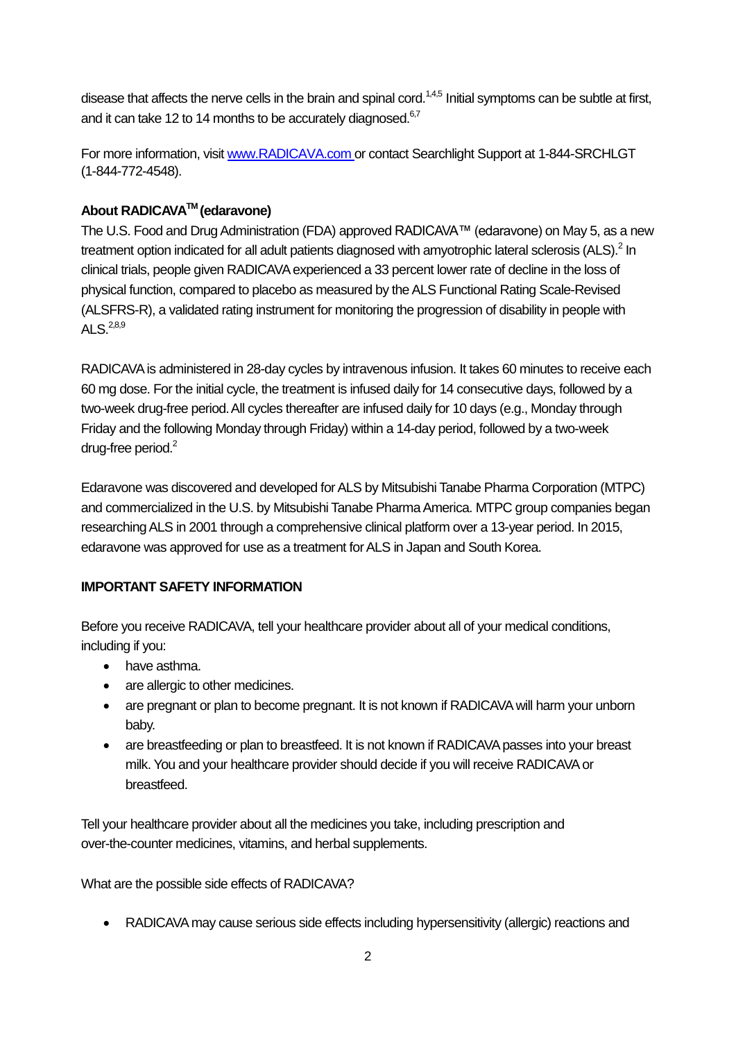disease that affects the nerve cells in the brain and spinal cord.[1,4,5] Initial symptoms can be subtle at first, and it can take 12 to 14 months to be accurately diagnosed.[6,7]

For more information, visit [www.RADICAVA.com](http://www.RADICAVA.com) or contact Searchlight Support at 1-844-SRCHLGT (1-844-772-4548).

### About RADICAVA™ (edaravone)

The U.S. Food and Drug Administration (FDA) approved RADICAVA™ (edaravone) on May 5, as a new treatment option indicated for all adult patients diagnosed with amyotrophic lateral sclerosis (ALS).[2] In clinical trials, people given RADICAVA experienced a 33 percent lower rate of decline in the loss of physical function, compared to placebo as measured by the ALS Functional Rating Scale-Revised (ALSFRS-R), a validated rating instrument for monitoring the progression of disability in people with ALS.[2,8,9]

RADICAVA is administered in 28-day cycles by intravenous infusion. It takes 60 minutes to receive each 60 mg dose. For the initial cycle, the treatment is infused daily for 14 consecutive days, followed by a two-week drug-free period. All cycles thereafter are infused daily for 10 days (e.g., Monday through Friday and the following Monday through Friday) within a 14-day period, followed by a two-week drug-free period.[2]

Edaravone was discovered and developed for ALS by Mitsubishi Tanabe Pharma Corporation (MTPC) and commercialized in the U.S. by Mitsubishi Tanabe Pharma America. MTPC group companies began researching ALS in 2001 through a comprehensive clinical platform over a 13-year period. In 2015, edaravone was approved for use as a treatment for ALS in Japan and South Korea.

### IMPORTANT SAFETY INFORMATION

Before you receive RADICAVA, tell your healthcare provider about all of your medical conditions, including if you:

- have asthma.
- are allergic to other medicines.
- are pregnant or plan to become pregnant. It is not known if RADICAVA will harm your unborn baby.
- are breastfeeding or plan to breastfeed. It is not known if RADICAVA passes into your breast milk. You and your healthcare provider should decide if you will receive RADICAVA or breastfeed.

Tell your healthcare provider about all the medicines you take, including prescription and over-the-counter medicines, vitamins, and herbal supplements.

What are the possible side effects of RADICAVA?

- RADICAVA may cause serious side effects including hypersensitivity (allergic) reactions and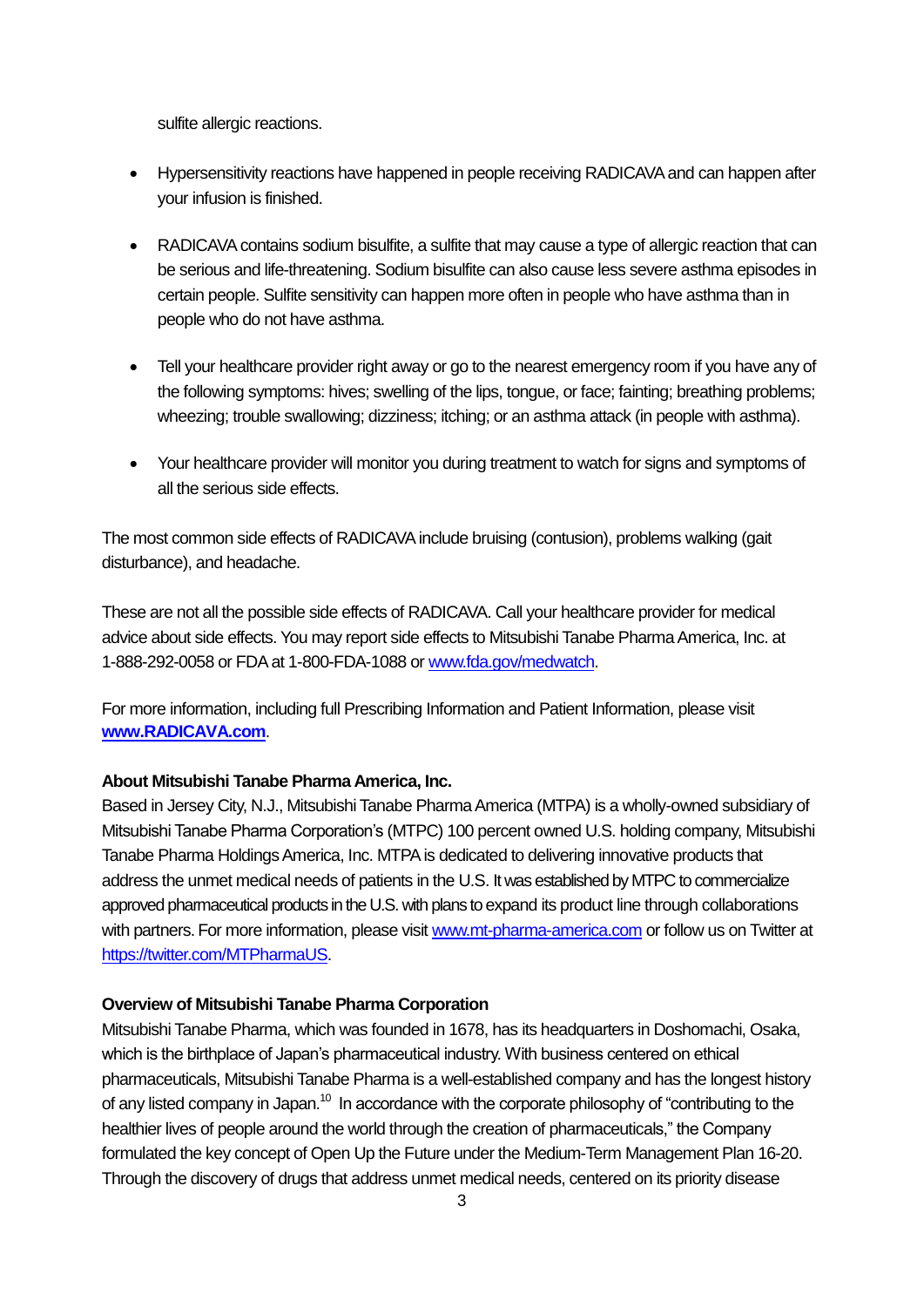sulfite allergic reactions.

- Hypersensitivity reactions have happened in people receiving RADICAVA and can happen after your infusion is finished.
- RADICAVA contains sodium bisulfite, a sulfite that may cause a type of allergic reaction that can be serious and life-threatening. Sodium bisulfite can also cause less severe asthma episodes in certain people. Sulfite sensitivity can happen more often in people who have asthma than in people who do not have asthma.
- Tell your healthcare provider right away or go to the nearest emergency room if you have any of the following symptoms: hives; swelling of the lips, tongue, or face; fainting; breathing problems; wheezing; trouble swallowing; dizziness; itching; or an asthma attack (in people with asthma).
- Your healthcare provider will monitor you during treatment to watch for signs and symptoms of all the serious side effects.

The most common side effects of RADICAVA include bruising (contusion), problems walking (gait disturbance), and headache.

These are not all the possible side effects of RADICAVA. Call your healthcare provider for medical advice about side effects. You may report side effects to Mitsubishi Tanabe Pharma America, Inc. at 1-888-292-0058 or FDA at 1-800-FDA-1088 or www.fda.gov/medwatch.

For more information, including full Prescribing Information and Patient Information, please visit **www.RADICAVA.com**.

**About Mitsubishi Tanabe Pharma America, Inc.**

Based in Jersey City, N.J., Mitsubishi Tanabe Pharma America (MTPA) is a wholly-owned subsidiary of Mitsubishi Tanabe Pharma Corporation's (MTPC) 100 percent owned U.S. holding company, Mitsubishi Tanabe Pharma Holdings America, Inc. MTPA is dedicated to delivering innovative products that address the unmet medical needs of patients in the U.S. It was established by MTPC to commercialize approved pharmaceutical products in the U.S. with plans to expand its product line through collaborations with partners. For more information, please visit www.mt-pharma-america.com or follow us on Twitter at https://twitter.com/MTPharmaUS.

**Overview of Mitsubishi Tanabe Pharma Corporation**

Mitsubishi Tanabe Pharma, which was founded in 1678, has its headquarters in Doshomachi, Osaka, which is the birthplace of Japan's pharmaceutical industry. With business centered on ethical pharmaceuticals, Mitsubishi Tanabe Pharma is a well-established company and has the longest history of any listed company in Japan.[10] In accordance with the corporate philosophy of "contributing to the healthier lives of people around the world through the creation of pharmaceuticals," the Company formulated the key concept of Open Up the Future under the Medium-Term Management Plan 16-20. Through the discovery of drugs that address unmet medical needs, centered on its priority disease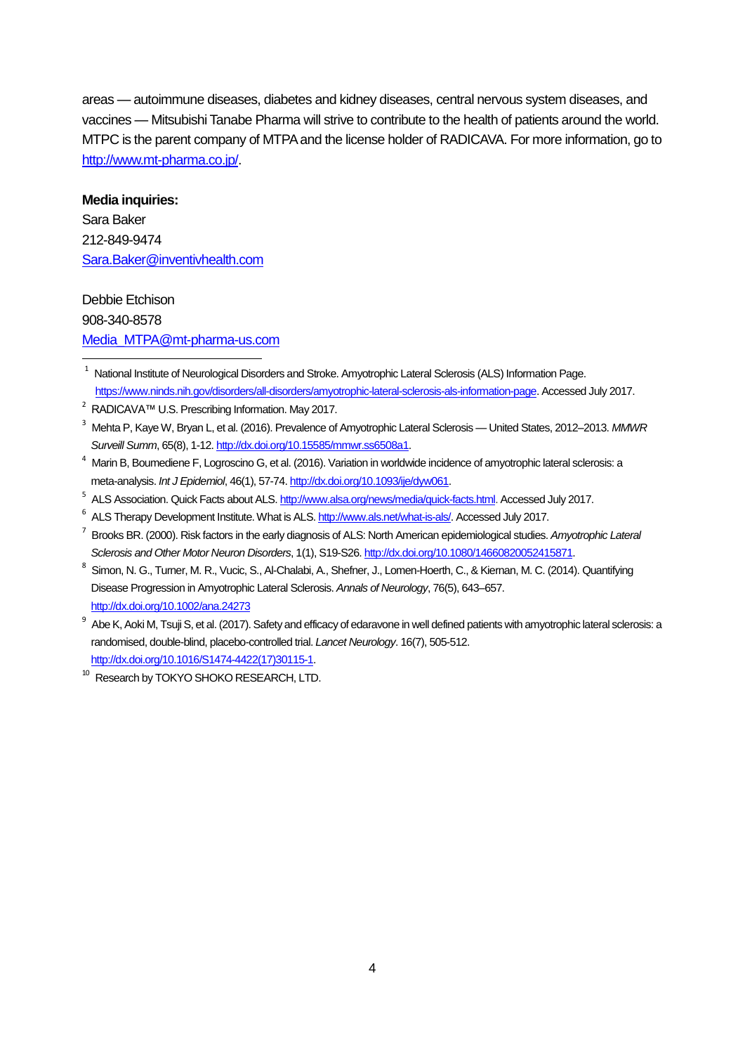areas — autoimmune diseases, diabetes and kidney diseases, central nervous system diseases, and vaccines — Mitsubishi Tanabe Pharma will strive to contribute to the health of patients around the world. MTPC is the parent company of MTPA and the license holder of RADICAVA. For more information, go to http://www.mt-pharma.co.jp/.

**Media inquiries:**

Sara Baker
212-849-9474
Sara.Baker@inventivhealth.com

Debbie Etchison
908-340-8578
Media_MTPA@mt-pharma-us.com

---

[1] National Institute of Neurological Disorders and Stroke. Amyotrophic Lateral Sclerosis (ALS) Information Page. https://www.ninds.nih.gov/disorders/all-disorders/amyotrophic-lateral-sclerosis-als-information-page. Accessed July 2017.

[2] RADICAVA™ U.S. Prescribing Information. May 2017.

[3] Mehta P, Kaye W, Bryan L, et al. (2016). Prevalence of Amyotrophic Lateral Sclerosis — United States, 2012–2013. *MMWR Surveill Summ*, 65(8), 1-12. http://dx.doi.org/10.15585/mmwr.ss6508a1.

[4] Marin B, Boumediene F, Logroscino G, et al. (2016). Variation in worldwide incidence of amyotrophic lateral sclerosis: a meta-analysis. *Int J Epidemiol*, 46(1), 57-74. http://dx.doi.org/10.1093/ije/dyw061.

[5] ALS Association. Quick Facts about ALS. http://www.alsa.org/news/media/quick-facts.html. Accessed July 2017.

[6] ALS Therapy Development Institute. What is ALS. http://www.als.net/what-is-als/. Accessed July 2017.

[7] Brooks BR. (2000). Risk factors in the early diagnosis of ALS: North American epidemiological studies. *Amyotrophic Lateral Sclerosis and Other Motor Neuron Disorders*, 1(1), S19-S26. http://dx.doi.org/10.1080/14660820052415871.

[8] Simon, N. G., Turner, M. R., Vucic, S., Al-Chalabi, A., Shefner, J., Lomen-Hoerth, C., & Kiernan, M. C. (2014). Quantifying Disease Progression in Amyotrophic Lateral Sclerosis. *Annals of Neurology*, 76(5), 643–657. http://dx.doi.org/10.1002/ana.24273

[9] Abe K, Aoki M, Tsuji S, et al. (2017). Safety and efficacy of edaravone in well defined patients with amyotrophic lateral sclerosis: a randomised, double-blind, placebo-controlled trial. *Lancet Neurology*. 16(7), 505-512. http://dx.doi.org/10.1016/S1474-4422(17)30115-1.

[10] Research by TOKYO SHOKO RESEARCH, LTD.